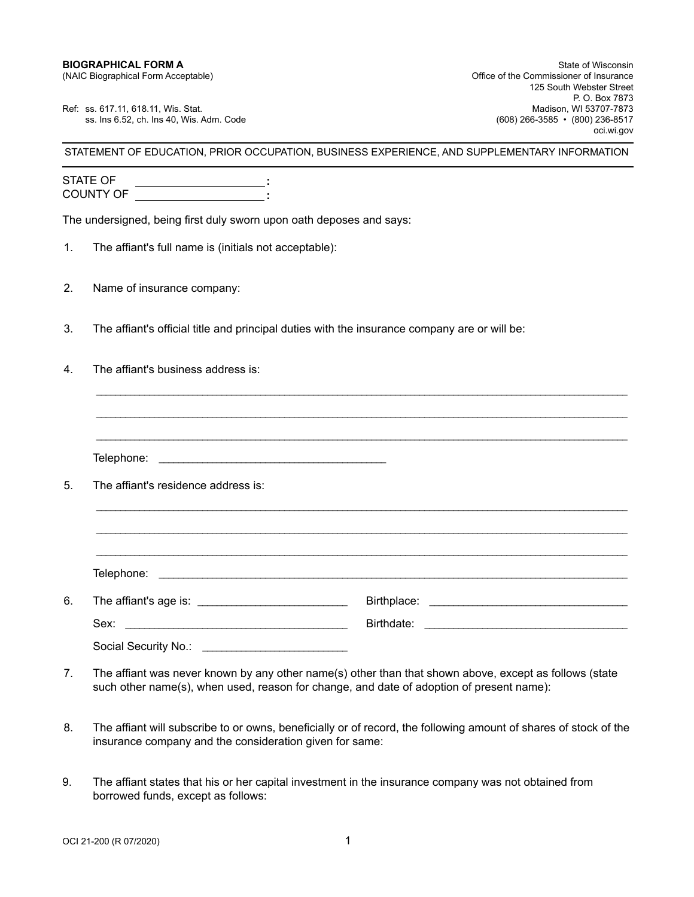**BIOGRAPHICAL FORM A**
(NAIC Biographical Form Acceptable)

Ref: ss. 617.11, 618.11, Wis. Stat.
ss. Ins 6.52, ch. Ins 40, Wis. Adm. Code

State of Wisconsin
Office of the Commissioner of Insurance
125 South Webster Street
P. O. Box 7873
Madison, WI 53707-7873
(608) 266-3585 • (800) 236-8517
oci.wi.gov

---

STATEMENT OF EDUCATION, PRIOR OCCUPATION, BUSINESS EXPERIENCE, AND SUPPLEMENTARY INFORMATION

---

STATE OF ____________________ **:**
COUNTY OF ____________________ **:**

The undersigned, being first duly sworn upon oath deposes and says:

1. The affiant's full name is (initials not acceptable):

2. Name of insurance company:

3. The affiant's official title and principal duties with the insurance company are or will be:

4. The affiant's business address is:

   ______________________________________________________________________________

   ______________________________________________________________________________

   ______________________________________________________________________________

   Telephone: ____________________________________

5. The affiant's residence address is:

   ______________________________________________________________________________

   ______________________________________________________________________________

   ______________________________________________________________________________

   Telephone: ______________________________________________________________________________

6. The affiant's age is: ________________________ Birthplace: ________________________________

   Sex: ____________________________________ Birthdate: ________________________________

   Social Security No.: _______________________

7. The affiant was never known by any other name(s) other than that shown above, except as follows (state such other name(s), when used, reason for change, and date of adoption of present name):

8. The affiant will subscribe to or owns, beneficially or of record, the following amount of shares of stock of the insurance company and the consideration given for same:

9. The affiant states that his or her capital investment in the insurance company was not obtained from borrowed funds, except as follows:

OCI 21-200 (R 07/2020)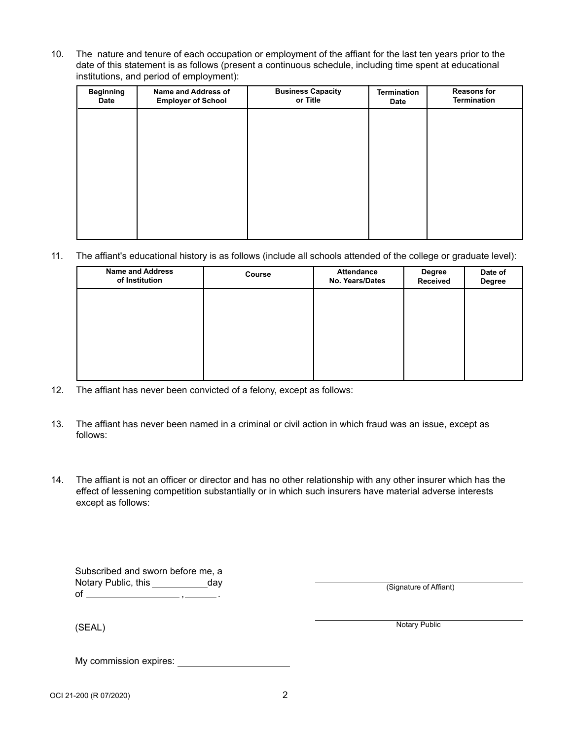10. The nature and tenure of each occupation or employment of the affiant for the last ten years prior to the date of this statement is as follows (present a continuous schedule, including time spent at educational institutions, and period of employment):

| Beginning Date | Name and Address of Employer of School | Business Capacity or Title | Termination Date | Reasons for Termination |
|---|---|---|---|---|
| | | | | |

11. The affiant's educational history is as follows (include all schools attended of the college or graduate level):

| Name and Address of Institution | Course | Attendance No. Years/Dates | Degree Received | Date of Degree |
|---|---|---|---|---|
| | | | | |

12. The affiant has never been convicted of a felony, except as follows:

13. The affiant has never been named in a criminal or civil action in which fraud was an issue, except as follows:

14. The affiant is not an officer or director and has no other relationship with any other insurer which has the effect of lessening competition substantially or in which such insurers have material adverse interests except as follows:

Subscribed and sworn before me, a Notary Public, this __________ day of ________________ , ______ .

______________________________
(Signature of Affiant)

(SEAL)

______________________________
Notary Public

My commission expires: ____________________

OCI 21-200 (R 07/2020)